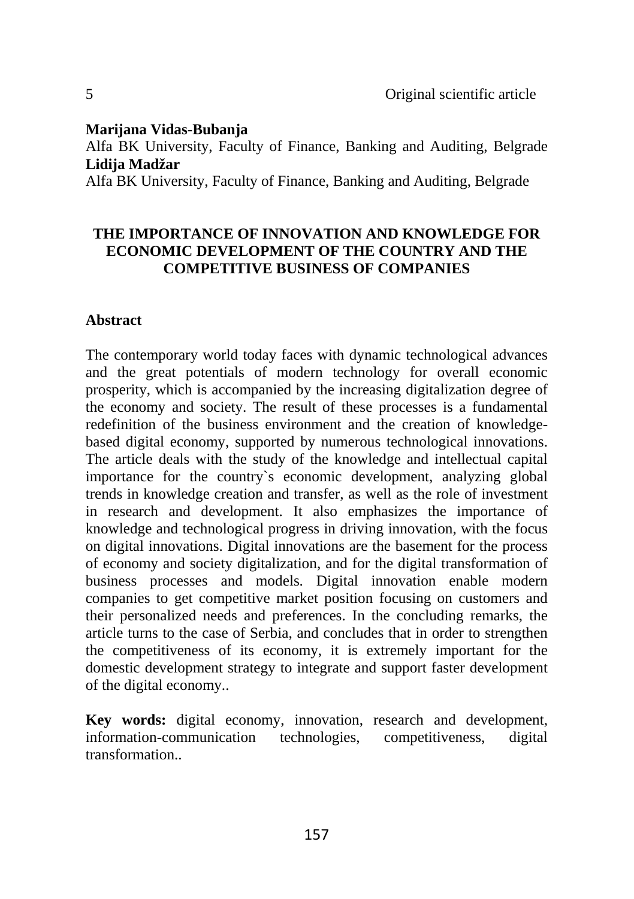Original scientific article

**Marijana Vidas-Bubanja**
Alfa BK University, Faculty of Finance, Banking and Auditing, Belgrade
**Lidija Madžar**
Alfa BK University, Faculty of Finance, Banking and Auditing, Belgrade

# THE IMPORTANCE OF INNOVATION AND KNOWLEDGE FOR ECONOMIC DEVELOPMENT OF THE COUNTRY AND THE COMPETITIVE BUSINESS OF COMPANIES

## Abstract

The contemporary world today faces with dynamic technological advances and the great potentials of modern technology for overall economic prosperity, which is accompanied by the increasing digitalization degree of the economy and society. The result of these processes is a fundamental redefinition of the business environment and the creation of knowledge-based digital economy, supported by numerous technological innovations. The article deals with the study of the knowledge and intellectual capital importance for the country`s economic development, analyzing global trends in knowledge creation and transfer, as well as the role of investment in research and development. It also emphasizes the importance of knowledge and technological progress in driving innovation, with the focus on digital innovations. Digital innovations are the basement for the process of economy and society digitalization, and for the digital transformation of business processes and models. Digital innovation enable modern companies to get competitive market position focusing on customers and their personalized needs and preferences. In the concluding remarks, the article turns to the case of Serbia, and concludes that in order to strengthen the competitiveness of its economy, it is extremely important for the domestic development strategy to integrate and support faster development of the digital economy..

**Key words:** digital economy, innovation, research and development, information-communication technologies, competitiveness, digital transformation..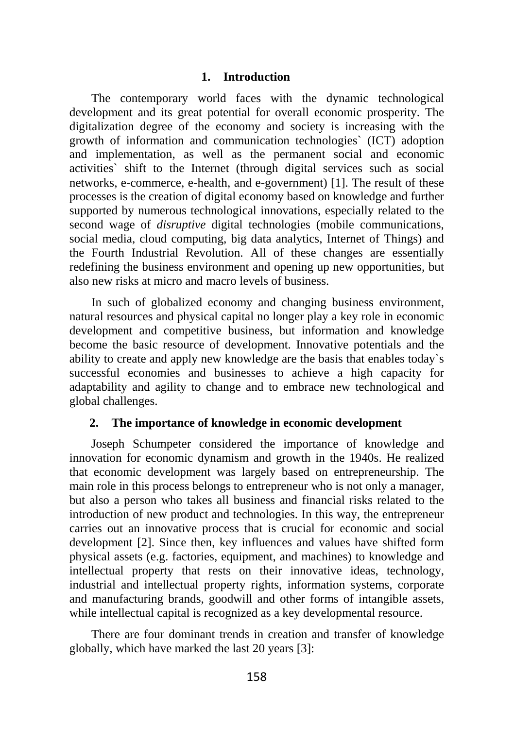## 1. Introduction

The contemporary world faces with the dynamic technological development and its great potential for overall economic prosperity. The digitalization degree of the economy and society is increasing with the growth of information and communication technologies` (ICT) adoption and implementation, as well as the permanent social and economic activities` shift to the Internet (through digital services such as social networks, e-commerce, e-health, and e-government) [1]. The result of these processes is the creation of digital economy based on knowledge and further supported by numerous technological innovations, especially related to the second wage of *disruptive* digital technologies (mobile communications, social media, cloud computing, big data analytics, Internet of Things) and the Fourth Industrial Revolution. All of these changes are essentially redefining the business environment and opening up new opportunities, but also new risks at micro and macro levels of business.

In such of globalized economy and changing business environment, natural resources and physical capital no longer play a key role in economic development and competitive business, but information and knowledge become the basic resource of development. Innovative potentials and the ability to create and apply new knowledge are the basis that enables today`s successful economies and businesses to achieve a high capacity for adaptability and agility to change and to embrace new technological and global challenges.

## 2. The importance of knowledge in economic development

Joseph Schumpeter considered the importance of knowledge and innovation for economic dynamism and growth in the 1940s. He realized that economic development was largely based on entrepreneurship. The main role in this process belongs to entrepreneur who is not only a manager, but also a person who takes all business and financial risks related to the introduction of new product and technologies. In this way, the entrepreneur carries out an innovative process that is crucial for economic and social development [2]. Since then, key influences and values have shifted form physical assets (e.g. factories, equipment, and machines) to knowledge and intellectual property that rests on their innovative ideas, technology, industrial and intellectual property rights, information systems, corporate and manufacturing brands, goodwill and other forms of intangible assets, while intellectual capital is recognized as a key developmental resource.

There are four dominant trends in creation and transfer of knowledge globally, which have marked the last 20 years [3]: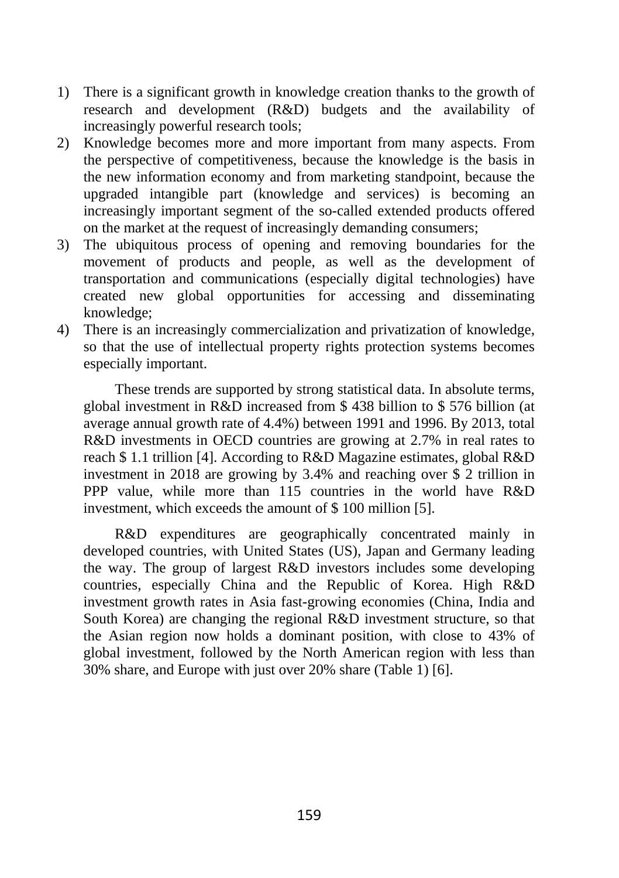1) There is a significant growth in knowledge creation thanks to the growth of research and development (R&D) budgets and the availability of increasingly powerful research tools;
2) Knowledge becomes more and more important from many aspects. From the perspective of competitiveness, because the knowledge is the basis in the new information economy and from marketing standpoint, because the upgraded intangible part (knowledge and services) is becoming an increasingly important segment of the so-called extended products offered on the market at the request of increasingly demanding consumers;
3) The ubiquitous process of opening and removing boundaries for the movement of products and people, as well as the development of transportation and communications (especially digital technologies) have created new global opportunities for accessing and disseminating knowledge;
4) There is an increasingly commercialization and privatization of knowledge, so that the use of intellectual property rights protection systems becomes especially important.

These trends are supported by strong statistical data. In absolute terms, global investment in R&D increased from $ 438 billion to $ 576 billion (at average annual growth rate of 4.4%) between 1991 and 1996. By 2013, total R&D investments in OECD countries are growing at 2.7% in real rates to reach $ 1.1 trillion [4]. According to R&D Magazine estimates, global R&D investment in 2018 are growing by 3.4% and reaching over $ 2 trillion in PPP value, while more than 115 countries in the world have R&D investment, which exceeds the amount of $ 100 million [5].

R&D expenditures are geographically concentrated mainly in developed countries, with United States (US), Japan and Germany leading the way. The group of largest R&D investors includes some developing countries, especially China and the Republic of Korea. High R&D investment growth rates in Asia fast-growing economies (China, India and South Korea) are changing the regional R&D investment structure, so that the Asian region now holds a dominant position, with close to 43% of global investment, followed by the North American region with less than 30% share, and Europe with just over 20% share (Table 1) [6].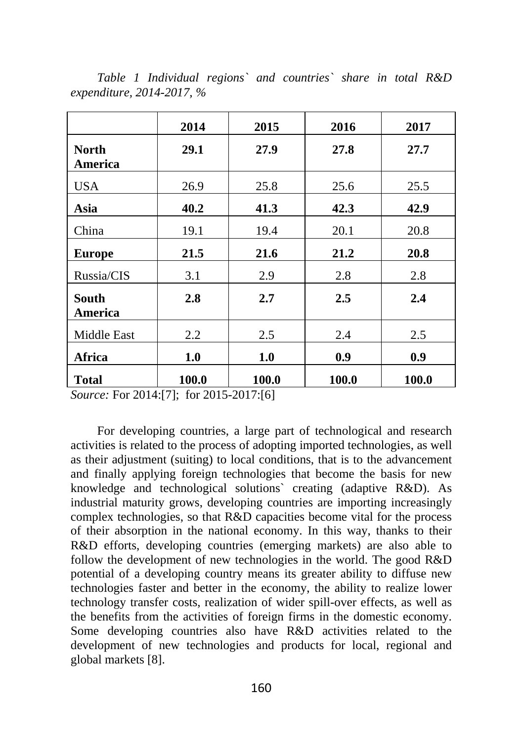*Table 1 Individual regions` and countries` share in total R&D expenditure, 2014-2017, %*

| | 2014 | 2015 | 2016 | 2017 |
|---|---|---|---|---|
| **North America** | **29.1** | **27.9** | **27.8** | **27.7** |
| USA | 26.9 | 25.8 | 25.6 | 25.5 |
| **Asia** | **40.2** | **41.3** | **42.3** | **42.9** |
| China | 19.1 | 19.4 | 20.1 | 20.8 |
| **Europe** | **21.5** | **21.6** | **21.2** | **20.8** |
| Russia/CIS | 3.1 | 2.9 | 2.8 | 2.8 |
| **South America** | **2.8** | **2.7** | **2.5** | **2.4** |
| Middle East | 2.2 | 2.5 | 2.4 | 2.5 |
| **Africa** | **1.0** | **1.0** | **0.9** | **0.9** |
| **Total** | **100.0** | **100.0** | **100.0** | **100.0** |

*Source:* For 2014:[7]; for 2015-2017:[6]

For developing countries, a large part of technological and research activities is related to the process of adopting imported technologies, as well as their adjustment (suiting) to local conditions, that is to the advancement and finally applying foreign technologies that become the basis for new knowledge and technological solutions` creating (adaptive R&D). As industrial maturity grows, developing countries are importing increasingly complex technologies, so that R&D capacities become vital for the process of their absorption in the national economy. In this way, thanks to their R&D efforts, developing countries (emerging markets) are also able to follow the development of new technologies in the world. The good R&D potential of a developing country means its greater ability to diffuse new technologies faster and better in the economy, the ability to realize lower technology transfer costs, realization of wider spill-over effects, as well as the benefits from the activities of foreign firms in the domestic economy. Some developing countries also have R&D activities related to the development of new technologies and products for local, regional and global markets [8].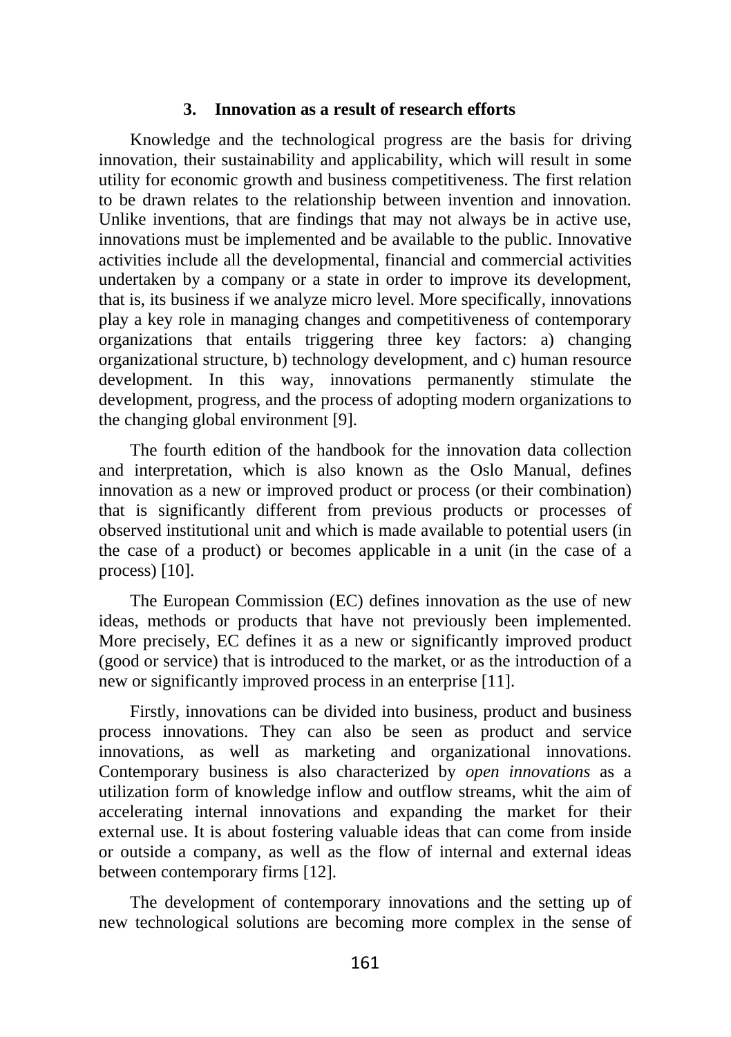## 3. Innovation as a result of research efforts

Knowledge and the technological progress are the basis for driving innovation, their sustainability and applicability, which will result in some utility for economic growth and business competitiveness. The first relation to be drawn relates to the relationship between invention and innovation. Unlike inventions, that are findings that may not always be in active use, innovations must be implemented and be available to the public. Innovative activities include all the developmental, financial and commercial activities undertaken by a company or a state in order to improve its development, that is, its business if we analyze micro level. More specifically, innovations play a key role in managing changes and competitiveness of contemporary organizations that entails triggering three key factors: a) changing organizational structure, b) technology development, and c) human resource development. In this way, innovations permanently stimulate the development, progress, and the process of adopting modern organizations to the changing global environment [9].

The fourth edition of the handbook for the innovation data collection and interpretation, which is also known as the Oslo Manual, defines innovation as a new or improved product or process (or their combination) that is significantly different from previous products or processes of observed institutional unit and which is made available to potential users (in the case of a product) or becomes applicable in a unit (in the case of a process) [10].

The European Commission (EC) defines innovation as the use of new ideas, methods or products that have not previously been implemented. More precisely, EC defines it as a new or significantly improved product (good or service) that is introduced to the market, or as the introduction of a new or significantly improved process in an enterprise [11].

Firstly, innovations can be divided into business, product and business process innovations. They can also be seen as product and service innovations, as well as marketing and organizational innovations. Contemporary business is also characterized by *open innovations* as a utilization form of knowledge inflow and outflow streams, whit the aim of accelerating internal innovations and expanding the market for their external use. It is about fostering valuable ideas that can come from inside or outside a company, as well as the flow of internal and external ideas between contemporary firms [12].

The development of contemporary innovations and the setting up of new technological solutions are becoming more complex in the sense of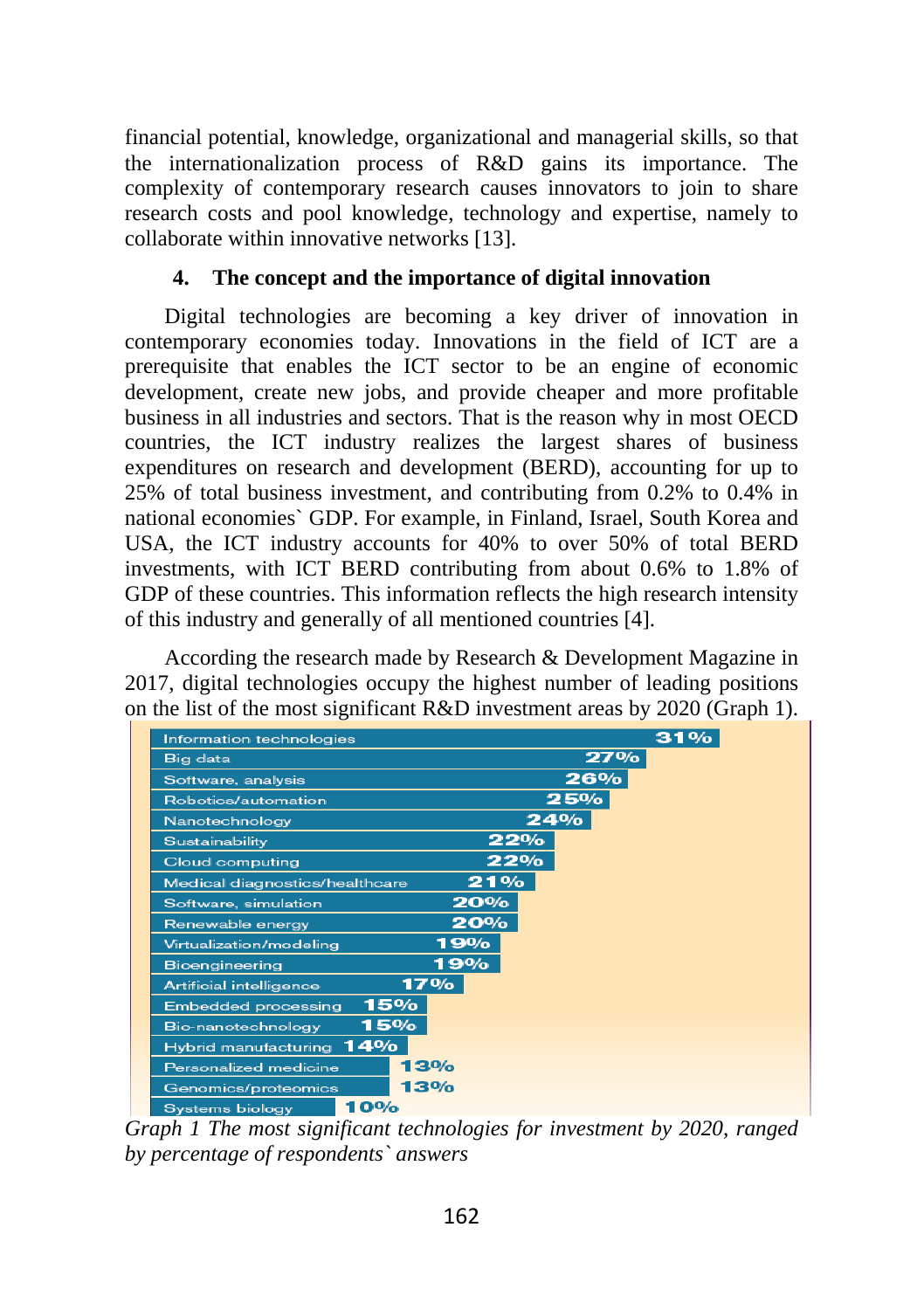financial potential, knowledge, organizational and managerial skills, so that the internationalization process of R&D gains its importance. The complexity of contemporary research causes innovators to join to share research costs and pool knowledge, technology and expertise, namely to collaborate within innovative networks [13].

## 4. The concept and the importance of digital innovation

Digital technologies are becoming a key driver of innovation in contemporary economies today. Innovations in the field of ICT are a prerequisite that enables the ICT sector to be an engine of economic development, create new jobs, and provide cheaper and more profitable business in all industries and sectors. That is the reason why in most OECD countries, the ICT industry realizes the largest shares of business expenditures on research and development (BERD), accounting for up to 25% of total business investment, and contributing from 0.2% to 0.4% in national economies` GDP. For example, in Finland, Israel, South Korea and USA, the ICT industry accounts for 40% to over 50% of total BERD investments, with ICT BERD contributing from about 0.6% to 1.8% of GDP of these countries. This information reflects the high research intensity of this industry and generally of all mentioned countries [4].

According the research made by Research & Development Magazine in 2017, digital technologies occupy the highest number of leading positions on the list of the most significant R&D investment areas by 2020 (Graph 1).

| Technology | Share |
|---|---|
| Information technologies | 31% |
| Big data | 27% |
| Software, analysis | 26% |
| Robotics/automation | 25% |
| Nanotechnology | 24% |
| Sustainability | 22% |
| Cloud computing | 22% |
| Medical diagnostics/healthcare | 21% |
| Software, simulation | 20% |
| Renewable energy | 20% |
| Virtualization/modeling | 19% |
| Bioengineering | 19% |
| Artificial intelligence | 17% |
| Embedded processing | 15% |
| Bio-nanotechnology | 15% |
| Hybrid manufacturing | 14% |
| Personalized medicine | 13% |
| Genomics/proteomics | 13% |
| Systems biology | 10% |

*Graph 1 The most significant technologies for investment by 2020, ranged by percentage of respondents` answers*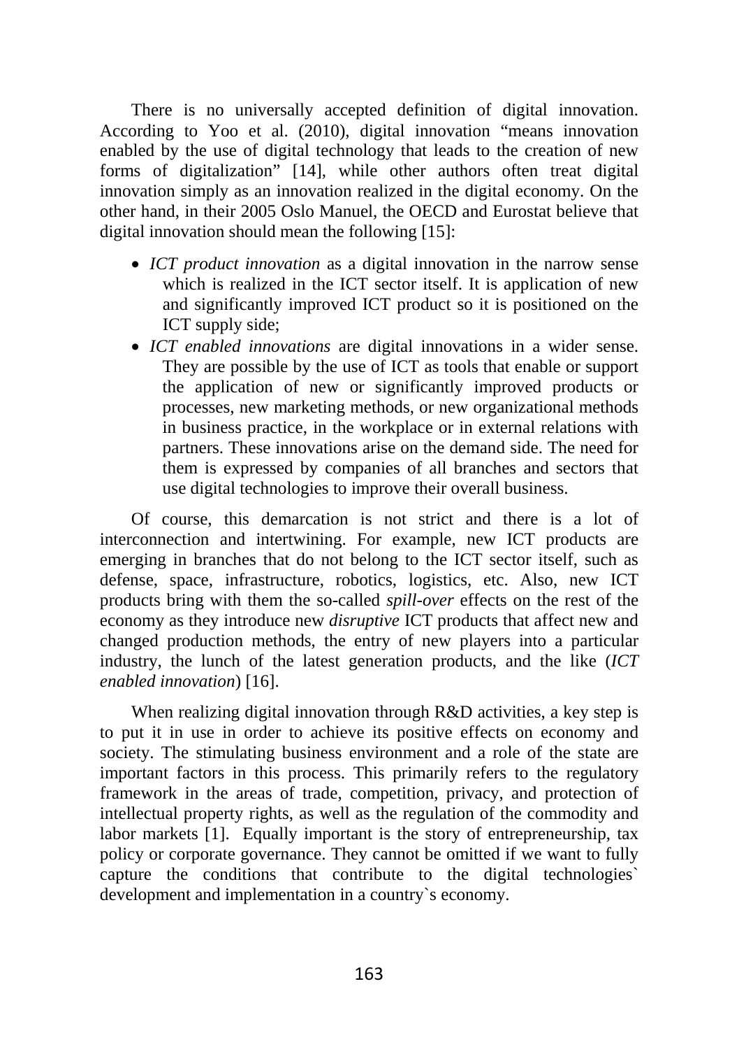There is no universally accepted definition of digital innovation. According to Yoo et al. (2010), digital innovation "means innovation enabled by the use of digital technology that leads to the creation of new forms of digitalization" [14], while other authors often treat digital innovation simply as an innovation realized in the digital economy. On the other hand, in their 2005 Oslo Manuel, the OECD and Eurostat believe that digital innovation should mean the following [15]:

- *ICT product innovation* as a digital innovation in the narrow sense which is realized in the ICT sector itself. It is application of new and significantly improved ICT product so it is positioned on the ICT supply side;
- *ICT enabled innovations* are digital innovations in a wider sense. They are possible by the use of ICT as tools that enable or support the application of new or significantly improved products or processes, new marketing methods, or new organizational methods in business practice, in the workplace or in external relations with partners. These innovations arise on the demand side. The need for them is expressed by companies of all branches and sectors that use digital technologies to improve their overall business.

Of course, this demarcation is not strict and there is a lot of interconnection and intertwining. For example, new ICT products are emerging in branches that do not belong to the ICT sector itself, such as defense, space, infrastructure, robotics, logistics, etc. Also, new ICT products bring with them the so-called *spill-over* effects on the rest of the economy as they introduce new *disruptive* ICT products that affect new and changed production methods, the entry of new players into a particular industry, the lunch of the latest generation products, and the like (*ICT enabled innovation*) [16].

When realizing digital innovation through R&D activities, a key step is to put it in use in order to achieve its positive effects on economy and society. The stimulating business environment and a role of the state are important factors in this process. This primarily refers to the regulatory framework in the areas of trade, competition, privacy, and protection of intellectual property rights, as well as the regulation of the commodity and labor markets [1]. Equally important is the story of entrepreneurship, tax policy or corporate governance. They cannot be omitted if we want to fully capture the conditions that contribute to the digital technologies` development and implementation in a country`s economy.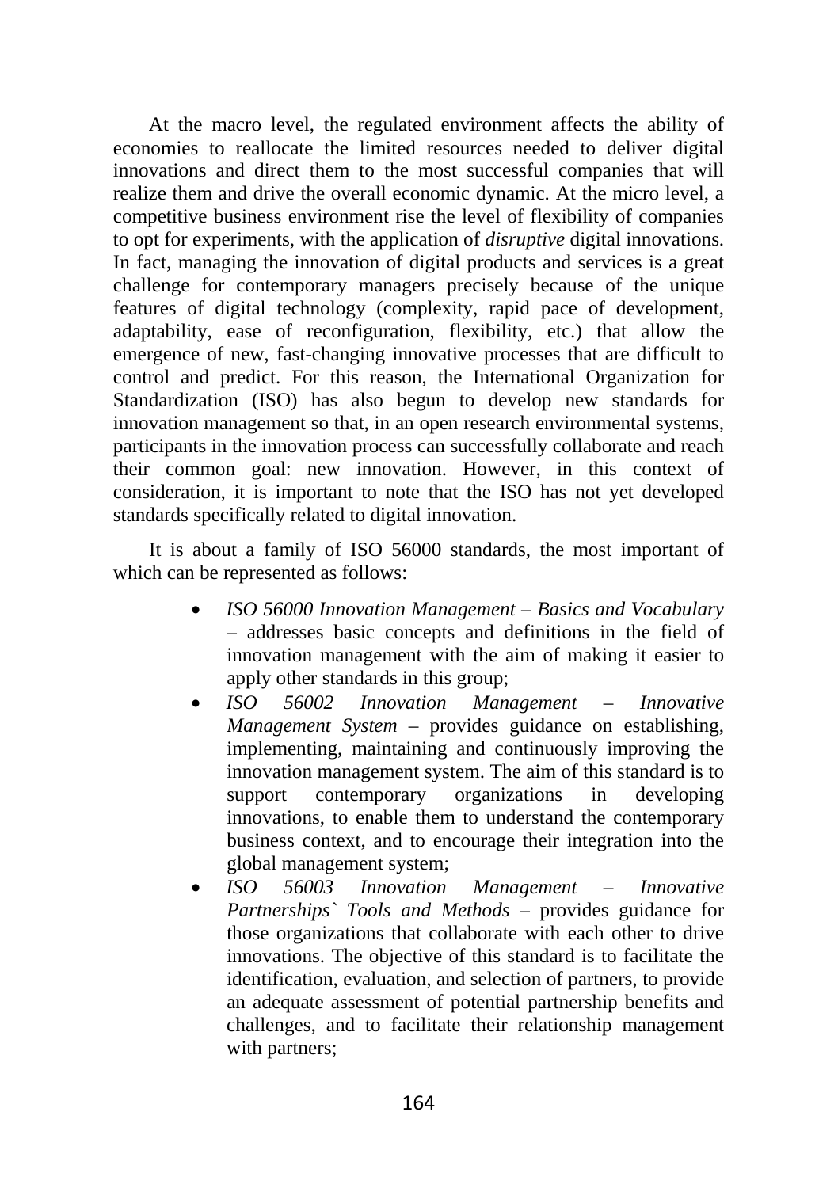At the macro level, the regulated environment affects the ability of economies to reallocate the limited resources needed to deliver digital innovations and direct them to the most successful companies that will realize them and drive the overall economic dynamic. At the micro level, a competitive business environment rise the level of flexibility of companies to opt for experiments, with the application of *disruptive* digital innovations. In fact, managing the innovation of digital products and services is a great challenge for contemporary managers precisely because of the unique features of digital technology (complexity, rapid pace of development, adaptability, ease of reconfiguration, flexibility, etc.) that allow the emergence of new, fast-changing innovative processes that are difficult to control and predict. For this reason, the International Organization for Standardization (ISO) has also begun to develop new standards for innovation management so that, in an open research environmental systems, participants in the innovation process can successfully collaborate and reach their common goal: new innovation. However, in this context of consideration, it is important to note that the ISO has not yet developed standards specifically related to digital innovation.

It is about a family of ISO 56000 standards, the most important of which can be represented as follows:

- *ISO 56000 Innovation Management – Basics and Vocabulary* – addresses basic concepts and definitions in the field of innovation management with the aim of making it easier to apply other standards in this group;
- *ISO 56002 Innovation Management – Innovative Management System* – provides guidance on establishing, implementing, maintaining and continuously improving the innovation management system. The aim of this standard is to support contemporary organizations in developing innovations, to enable them to understand the contemporary business context, and to encourage their integration into the global management system;
- *ISO 56003 Innovation Management – Innovative Partnerships` Tools and Methods* – provides guidance for those organizations that collaborate with each other to drive innovations. The objective of this standard is to facilitate the identification, evaluation, and selection of partners, to provide an adequate assessment of potential partnership benefits and challenges, and to facilitate their relationship management with partners;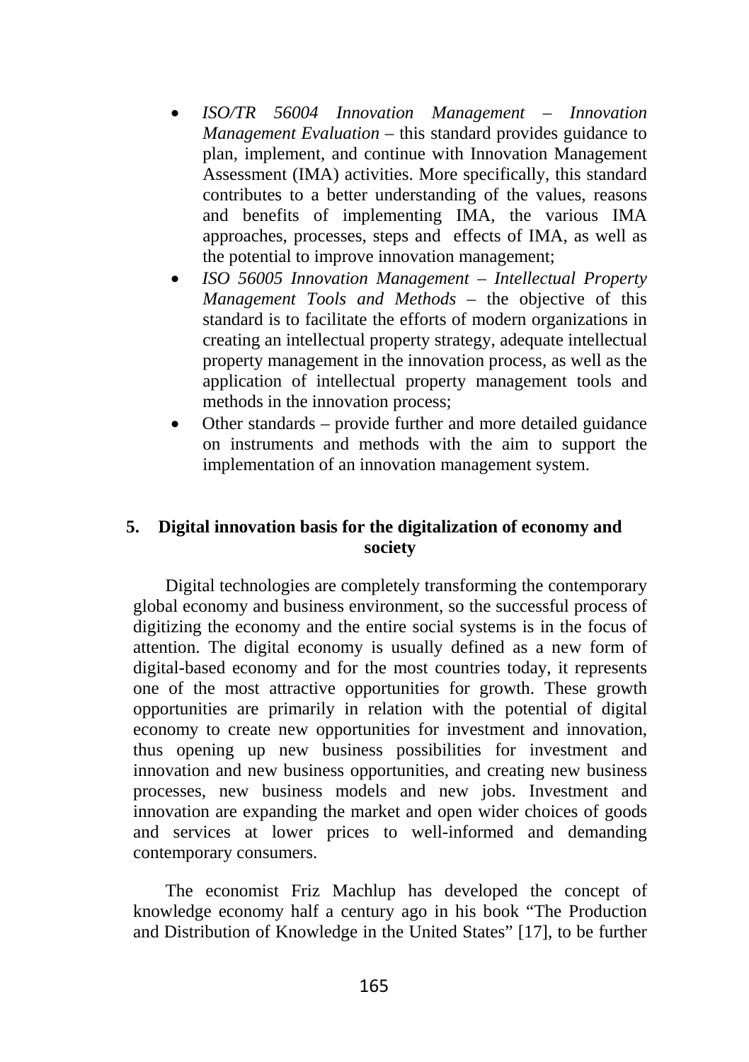- *ISO/TR 56004 Innovation Management – Innovation Management Evaluation* – this standard provides guidance to plan, implement, and continue with Innovation Management Assessment (IMA) activities. More specifically, this standard contributes to a better understanding of the values, reasons and benefits of implementing IMA, the various IMA approaches, processes, steps and effects of IMA, as well as the potential to improve innovation management;
- *ISO 56005 Innovation Management – Intellectual Property Management Tools and Methods* – the objective of this standard is to facilitate the efforts of modern organizations in creating an intellectual property strategy, adequate intellectual property management in the innovation process, as well as the application of intellectual property management tools and methods in the innovation process;
- Other standards – provide further and more detailed guidance on instruments and methods with the aim to support the implementation of an innovation management system.

## 5. Digital innovation basis for the digitalization of economy and society

Digital technologies are completely transforming the contemporary global economy and business environment, so the successful process of digitizing the economy and the entire social systems is in the focus of attention. The digital economy is usually defined as a new form of digital-based economy and for the most countries today, it represents one of the most attractive opportunities for growth. These growth opportunities are primarily in relation with the potential of digital economy to create new opportunities for investment and innovation, thus opening up new business possibilities for investment and innovation and new business opportunities, and creating new business processes, new business models and new jobs. Investment and innovation are expanding the market and open wider choices of goods and services at lower prices to well-informed and demanding contemporary consumers.

The economist Friz Machlup has developed the concept of knowledge economy half a century ago in his book "The Production and Distribution of Knowledge in the United States" [17], to be further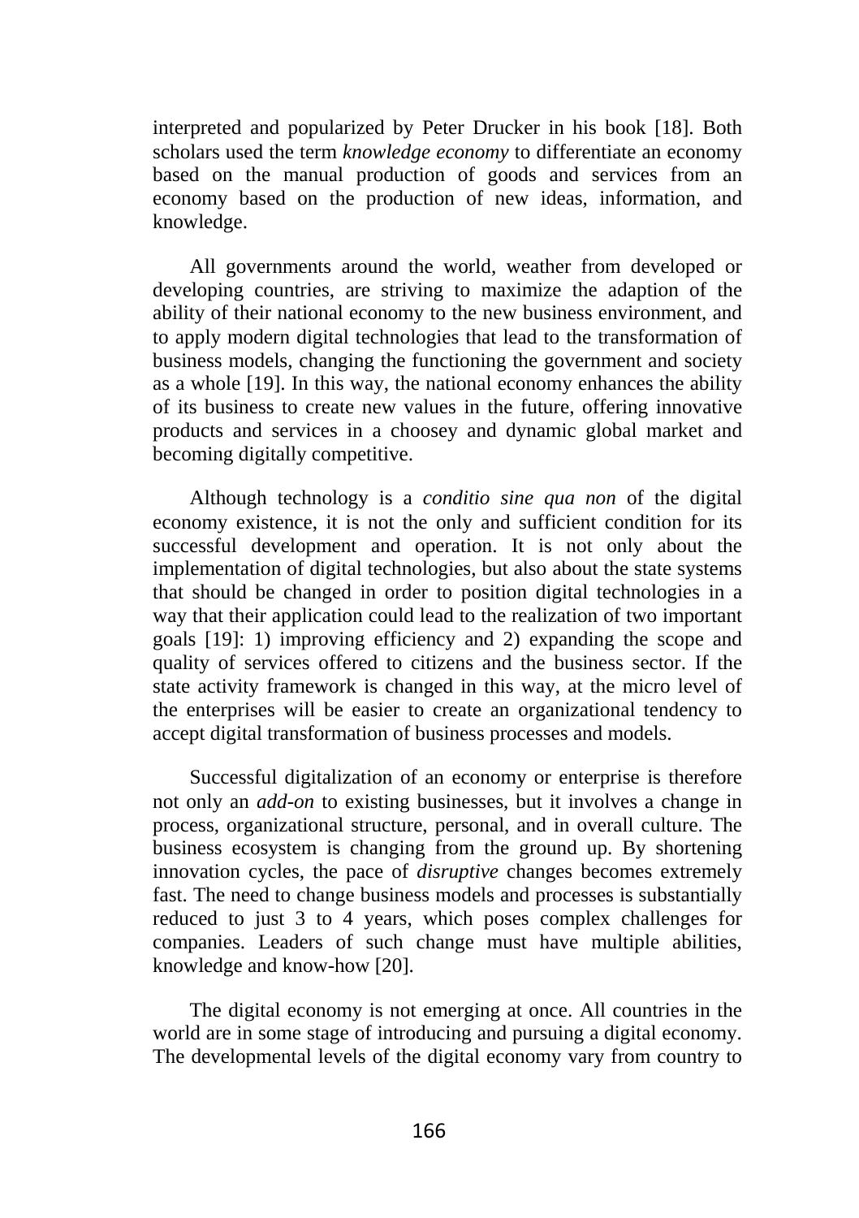interpreted and popularized by Peter Drucker in his book [18]. Both scholars used the term *knowledge economy* to differentiate an economy based on the manual production of goods and services from an economy based on the production of new ideas, information, and knowledge.

All governments around the world, weather from developed or developing countries, are striving to maximize the adaption of the ability of their national economy to the new business environment, and to apply modern digital technologies that lead to the transformation of business models, changing the functioning the government and society as a whole [19]. In this way, the national economy enhances the ability of its business to create new values in the future, offering innovative products and services in a choosey and dynamic global market and becoming digitally competitive.

Although technology is a *conditio sine qua non* of the digital economy existence, it is not the only and sufficient condition for its successful development and operation. It is not only about the implementation of digital technologies, but also about the state systems that should be changed in order to position digital technologies in a way that their application could lead to the realization of two important goals [19]: 1) improving efficiency and 2) expanding the scope and quality of services offered to citizens and the business sector. If the state activity framework is changed in this way, at the micro level of the enterprises will be easier to create an organizational tendency to accept digital transformation of business processes and models.

Successful digitalization of an economy or enterprise is therefore not only an *add-on* to existing businesses, but it involves a change in process, organizational structure, personal, and in overall culture. The business ecosystem is changing from the ground up. By shortening innovation cycles, the pace of *disruptive* changes becomes extremely fast. The need to change business models and processes is substantially reduced to just 3 to 4 years, which poses complex challenges for companies. Leaders of such change must have multiple abilities, knowledge and know-how [20].

The digital economy is not emerging at once. All countries in the world are in some stage of introducing and pursuing a digital economy. The developmental levels of the digital economy vary from country to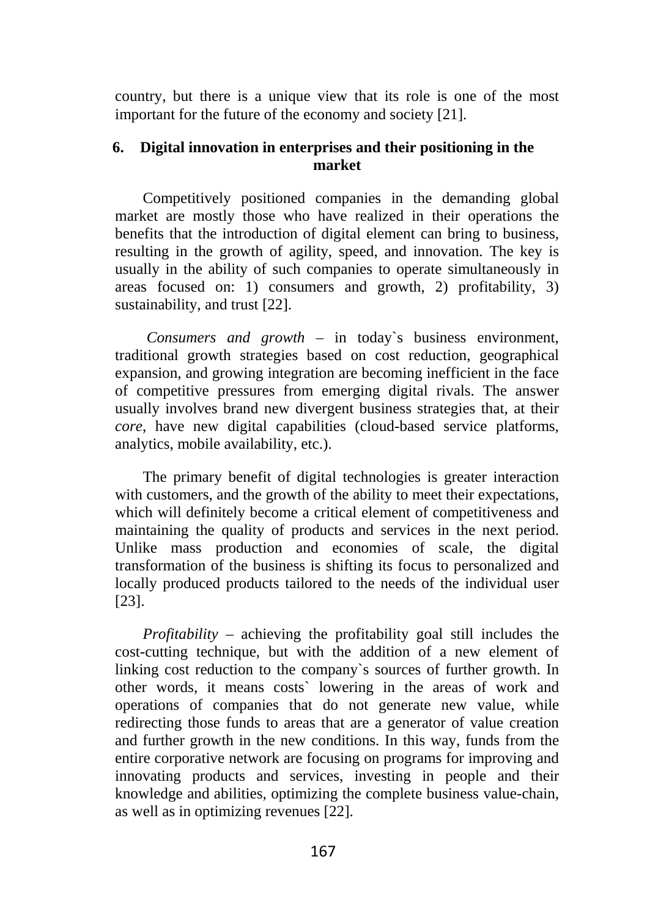country, but there is a unique view that its role is one of the most important for the future of the economy and society [21].

## 6. Digital innovation in enterprises and their positioning in the market

Competitively positioned companies in the demanding global market are mostly those who have realized in their operations the benefits that the introduction of digital element can bring to business, resulting in the growth of agility, speed, and innovation. The key is usually in the ability of such companies to operate simultaneously in areas focused on: 1) consumers and growth, 2) profitability, 3) sustainability, and trust [22].

*Consumers and growth* – in today`s business environment, traditional growth strategies based on cost reduction, geographical expansion, and growing integration are becoming inefficient in the face of competitive pressures from emerging digital rivals. The answer usually involves brand new divergent business strategies that, at their *core*, have new digital capabilities (cloud-based service platforms, analytics, mobile availability, etc.).

The primary benefit of digital technologies is greater interaction with customers, and the growth of the ability to meet their expectations, which will definitely become a critical element of competitiveness and maintaining the quality of products and services in the next period. Unlike mass production and economies of scale, the digital transformation of the business is shifting its focus to personalized and locally produced products tailored to the needs of the individual user [23].

*Profitability* – achieving the profitability goal still includes the cost-cutting technique, but with the addition of a new element of linking cost reduction to the company`s sources of further growth. In other words, it means costs` lowering in the areas of work and operations of companies that do not generate new value, while redirecting those funds to areas that are a generator of value creation and further growth in the new conditions. In this way, funds from the entire corporative network are focusing on programs for improving and innovating products and services, investing in people and their knowledge and abilities, optimizing the complete business value-chain, as well as in optimizing revenues [22].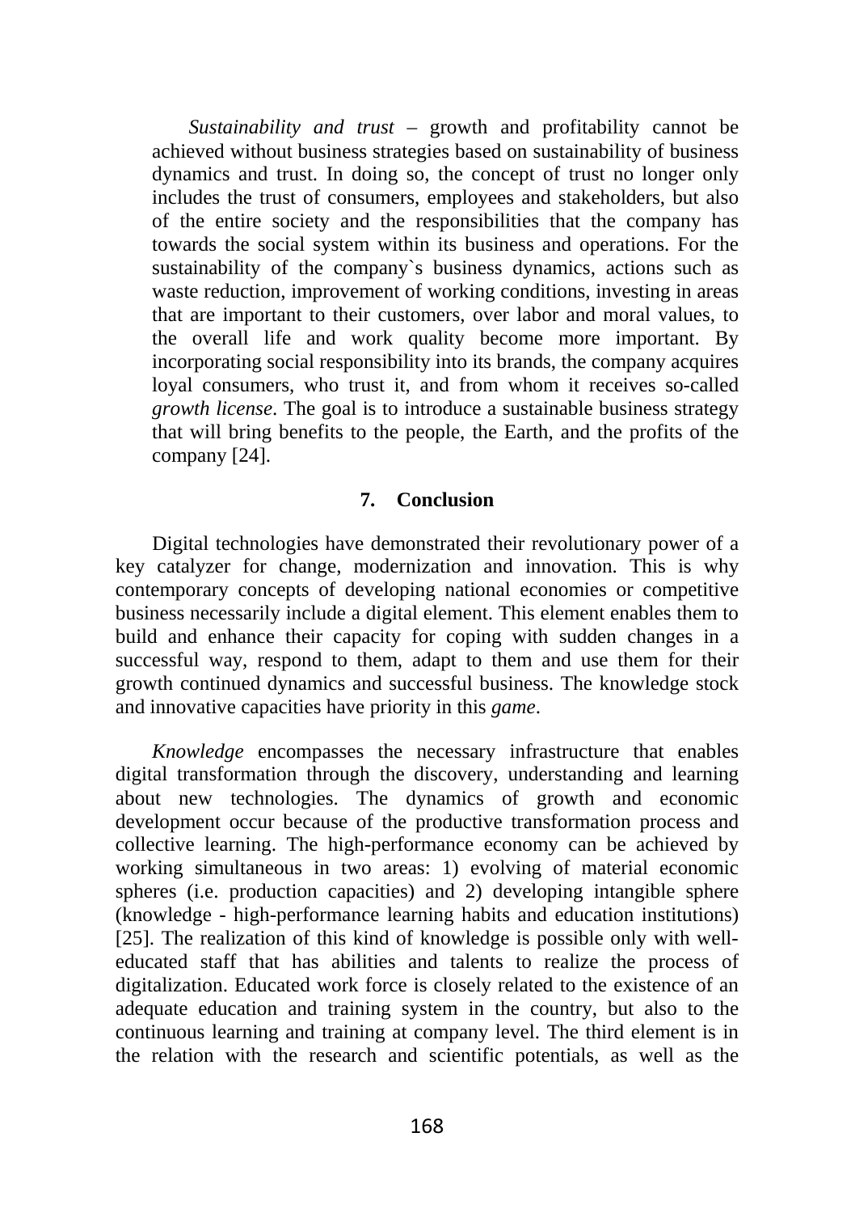*Sustainability and trust* – growth and profitability cannot be achieved without business strategies based on sustainability of business dynamics and trust. In doing so, the concept of trust no longer only includes the trust of consumers, employees and stakeholders, but also of the entire society and the responsibilities that the company has towards the social system within its business and operations. For the sustainability of the company`s business dynamics, actions such as waste reduction, improvement of working conditions, investing in areas that are important to their customers, over labor and moral values, to the overall life and work quality become more important. By incorporating social responsibility into its brands, the company acquires loyal consumers, who trust it, and from whom it receives so-called *growth license*. The goal is to introduce a sustainable business strategy that will bring benefits to the people, the Earth, and the profits of the company [24].

## 7. Conclusion

Digital technologies have demonstrated their revolutionary power of a key catalyzer for change, modernization and innovation. This is why contemporary concepts of developing national economies or competitive business necessarily include a digital element. This element enables them to build and enhance their capacity for coping with sudden changes in a successful way, respond to them, adapt to them and use them for their growth continued dynamics and successful business. The knowledge stock and innovative capacities have priority in this *game*.

*Knowledge* encompasses the necessary infrastructure that enables digital transformation through the discovery, understanding and learning about new technologies. The dynamics of growth and economic development occur because of the productive transformation process and collective learning. The high-performance economy can be achieved by working simultaneous in two areas: 1) evolving of material economic spheres (i.e. production capacities) and 2) developing intangible sphere (knowledge - high-performance learning habits and education institutions) [25]. The realization of this kind of knowledge is possible only with well-educated staff that has abilities and talents to realize the process of digitalization. Educated work force is closely related to the existence of an adequate education and training system in the country, but also to the continuous learning and training at company level. The third element is in the relation with the research and scientific potentials, as well as the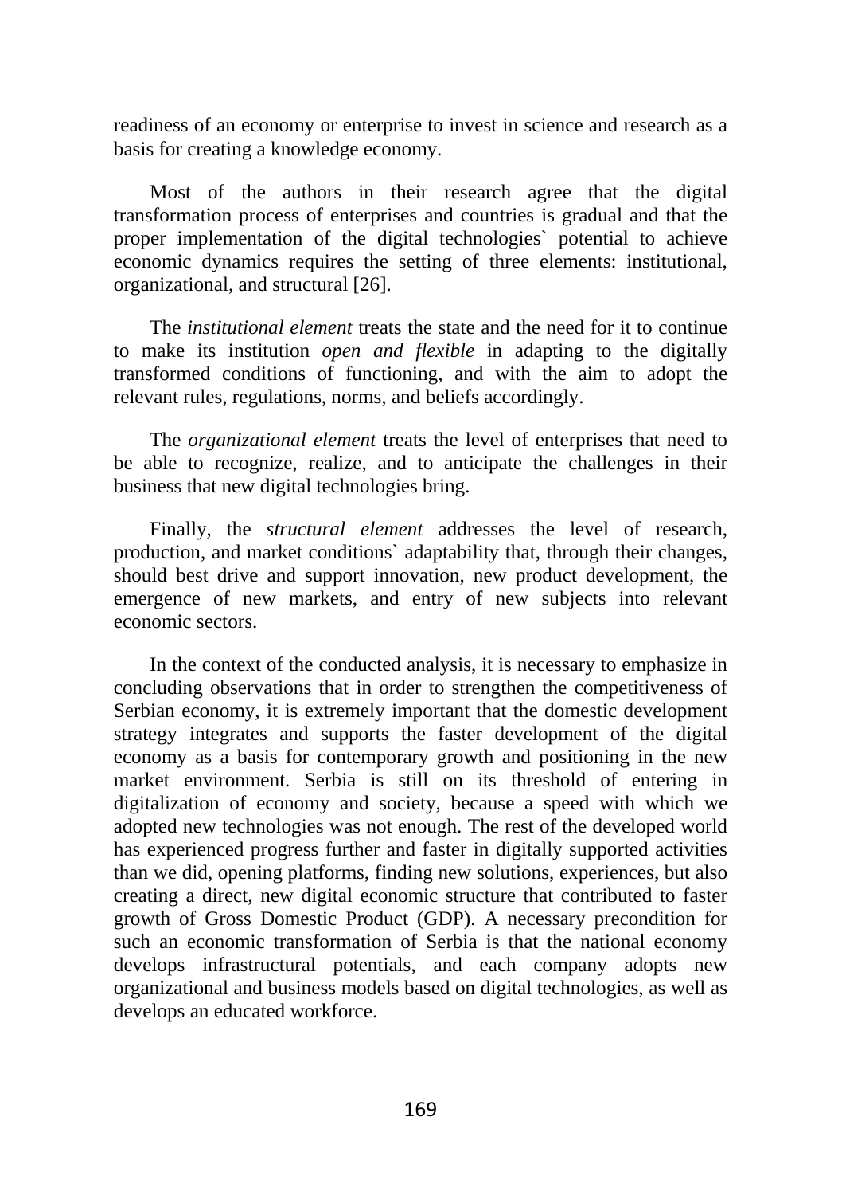readiness of an economy or enterprise to invest in science and research as a basis for creating a knowledge economy.

Most of the authors in their research agree that the digital transformation process of enterprises and countries is gradual and that the proper implementation of the digital technologies` potential to achieve economic dynamics requires the setting of three elements: institutional, organizational, and structural [26].

The *institutional element* treats the state and the need for it to continue to make its institution *open and flexible* in adapting to the digitally transformed conditions of functioning, and with the aim to adopt the relevant rules, regulations, norms, and beliefs accordingly.

The *organizational element* treats the level of enterprises that need to be able to recognize, realize, and to anticipate the challenges in their business that new digital technologies bring.

Finally, the *structural element* addresses the level of research, production, and market conditions` adaptability that, through their changes, should best drive and support innovation, new product development, the emergence of new markets, and entry of new subjects into relevant economic sectors.

In the context of the conducted analysis, it is necessary to emphasize in concluding observations that in order to strengthen the competitiveness of Serbian economy, it is extremely important that the domestic development strategy integrates and supports the faster development of the digital economy as a basis for contemporary growth and positioning in the new market environment. Serbia is still on its threshold of entering in digitalization of economy and society, because a speed with which we adopted new technologies was not enough. The rest of the developed world has experienced progress further and faster in digitally supported activities than we did, opening platforms, finding new solutions, experiences, but also creating a direct, new digital economic structure that contributed to faster growth of Gross Domestic Product (GDP). A necessary precondition for such an economic transformation of Serbia is that the national economy develops infrastructural potentials, and each company adopts new organizational and business models based on digital technologies, as well as develops an educated workforce.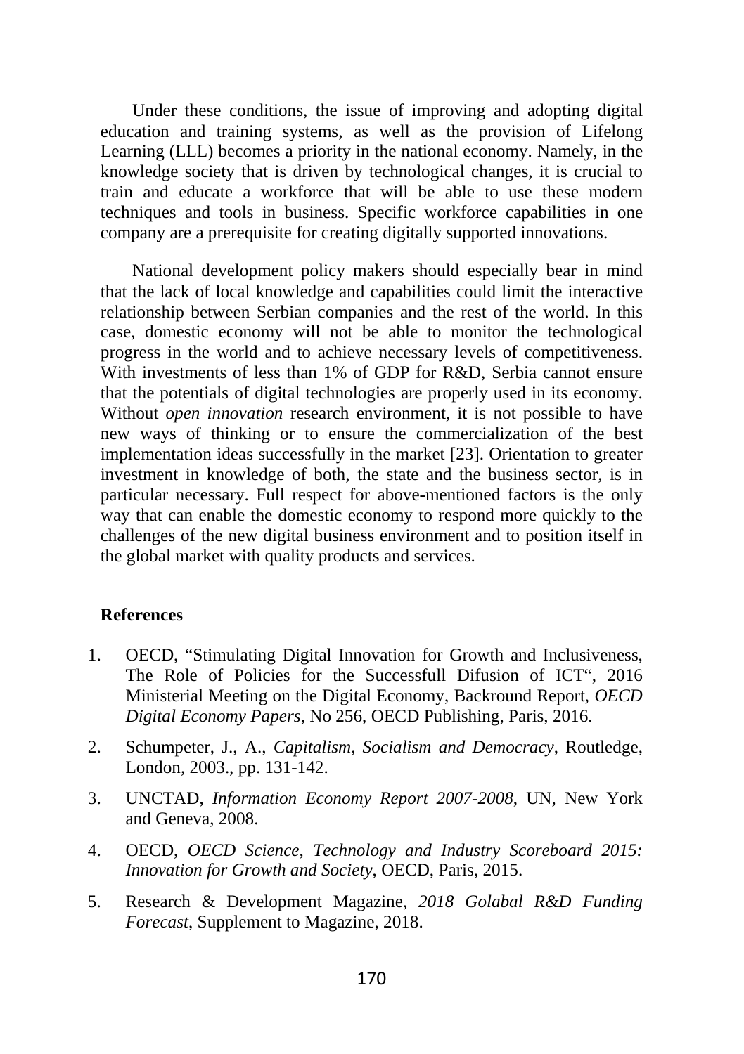Under these conditions, the issue of improving and adopting digital education and training systems, as well as the provision of Lifelong Learning (LLL) becomes a priority in the national economy. Namely, in the knowledge society that is driven by technological changes, it is crucial to train and educate a workforce that will be able to use these modern techniques and tools in business. Specific workforce capabilities in one company are a prerequisite for creating digitally supported innovations.

National development policy makers should especially bear in mind that the lack of local knowledge and capabilities could limit the interactive relationship between Serbian companies and the rest of the world. In this case, domestic economy will not be able to monitor the technological progress in the world and to achieve necessary levels of competitiveness. With investments of less than 1% of GDP for R&D, Serbia cannot ensure that the potentials of digital technologies are properly used in its economy. Without *open innovation* research environment, it is not possible to have new ways of thinking or to ensure the commercialization of the best implementation ideas successfully in the market [23]. Orientation to greater investment in knowledge of both, the state and the business sector, is in particular necessary. Full respect for above-mentioned factors is the only way that can enable the domestic economy to respond more quickly to the challenges of the new digital business environment and to position itself in the global market with quality products and services.

**References**

1. OECD, "Stimulating Digital Innovation for Growth and Inclusiveness, The Role of Policies for the Successfull Difusion of ICT", 2016 Ministerial Meeting on the Digital Economy, Backround Report, *OECD Digital Economy Papers*, No 256, OECD Publishing, Paris, 2016.
2. Schumpeter, J., A., *Capitalism, Socialism and Democracy*, Routledge, London, 2003., pp. 131-142.
3. UNCTAD, *Information Economy Report 2007-2008*, UN, New York and Geneva, 2008.
4. OECD, *OECD Science, Technology and Industry Scoreboard 2015: Innovation for Growth and Society*, OECD, Paris, 2015.
5. Research & Development Magazine, *2018 Golabal R&D Funding Forecast*, Supplement to Magazine, 2018.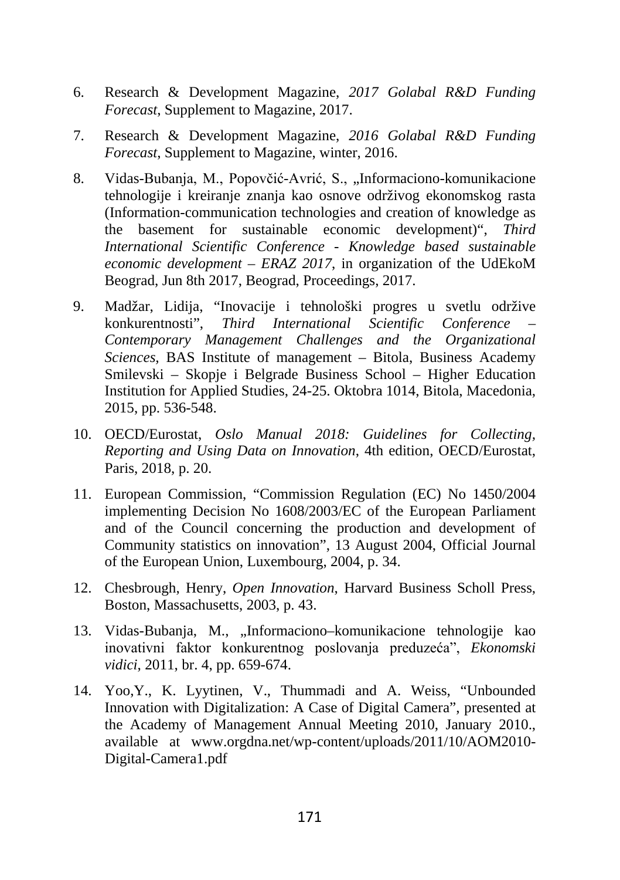6. Research & Development Magazine, *2017 Golabal R&D Funding Forecast*, Supplement to Magazine, 2017.

7. Research & Development Magazine, *2016 Golabal R&D Funding Forecast*, Supplement to Magazine, winter, 2016.

8. Vidas-Bubanja, M., Popovčić-Avrić, S., „Informaciono-komunikacione tehnologije i kreiranje znanja kao osnove održivog ekonomskog rasta (Information-communication technologies and creation of knowledge as the basement for sustainable economic development)“, *Third International Scientific Conference - Knowledge based sustainable economic development – ERAZ 2017*, in organization of the UdEkoM Beograd, Jun 8th 2017, Beograd, Proceedings, 2017.

9. Madžar, Lidija, "Inovacije i tehnološki progres u svetlu održive konkurentnosti", *Third International Scientific Conference – Contemporary Management Challenges and the Organizational Sciences*, BAS Institute of management – Bitola, Business Academy Smilevski – Skopje i Belgrade Business School – Higher Education Institution for Applied Studies, 24-25. Oktobra 1014, Bitola, Macedonia, 2015, pp. 536-548.

10. OECD/Eurostat, *Oslo Manual 2018: Guidelines for Collecting, Reporting and Using Data on Innovation*, 4th edition, OECD/Eurostat, Paris, 2018, p. 20.

11. European Commission, "Commission Regulation (EC) No 1450/2004 implementing Decision No 1608/2003/EC of the European Parliament and of the Council concerning the production and development of Community statistics on innovation", 13 August 2004, Official Journal of the European Union, Luxembourg, 2004, p. 34.

12. Chesbrough, Henry, *Open Innovation*, Harvard Business Scholl Press, Boston, Massachusetts, 2003, p. 43.

13. Vidas-Bubanja, M., „Informaciono–komunikacione tehnologije kao inovativni faktor konkurentnog poslovanja preduzeća", *Ekonomski vidici*, 2011, br. 4, pp. 659-674.

14. Yoo,Y., K. Lyytinen, V., Thummadi and A. Weiss, "Unbounded Innovation with Digitalization: A Case of Digital Camera", presented at the Academy of Management Annual Meeting 2010, January 2010., available at www.orgdna.net/wp-content/uploads/2011/10/AOM2010-Digital-Camera1.pdf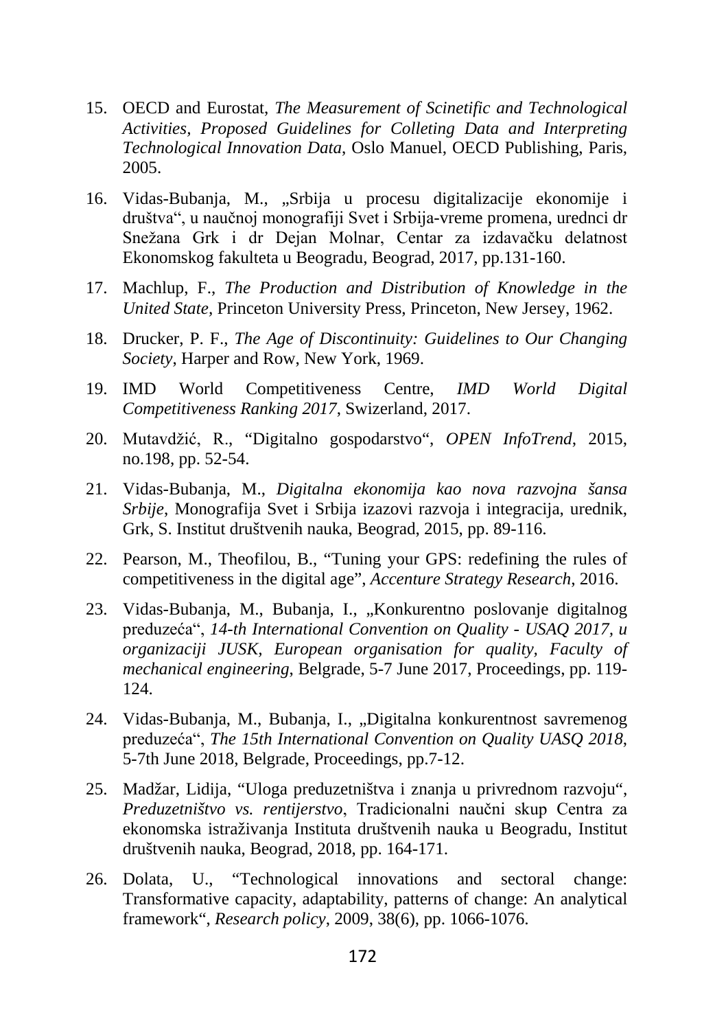15. OECD and Eurostat, *The Measurement of Scinetific and Technological Activities, Proposed Guidelines for Colleting Data and Interpreting Technological Innovation Data*, Oslo Manuel, OECD Publishing, Paris, 2005.

16. Vidas-Bubanja, M., „Srbija u procesu digitalizacije ekonomije i društva“, u naučnoj monografiji Svet i Srbija-vreme promena, urednci dr Snežana Grk i dr Dejan Molnar, Centar za izdavačku delatnost Ekonomskog fakulteta u Beogradu, Beograd, 2017, pp.131-160.

17. Machlup, F., *The Production and Distribution of Knowledge in the United State*, Princeton University Press, Princeton, New Jersey, 1962.

18. Drucker, P. F., *The Age of Discontinuity: Guidelines to Our Changing Society*, Harper and Row, New York, 1969.

19. IMD World Competitiveness Centre, *IMD World Digital Competitiveness Ranking 2017*, Swizerland, 2017.

20. Mutavdžić, R., "Digitalno gospodarstvo", *OPEN InfoTrend*, 2015, no.198, pp. 52-54.

21. Vidas-Bubanja, M., *Digitalna ekonomija kao nova razvojna šansa Srbije*, Monografija Svet i Srbija izazovi razvoja i integracija, urednik, Grk, S. Institut društvenih nauka, Beograd, 2015, pp. 89-116.

22. Pearson, M., Theofilou, B., "Tuning your GPS: redefining the rules of competitiveness in the digital age", *Accenture Strategy Research*, 2016.

23. Vidas-Bubanja, M., Bubanja, I., „Konkurentno poslovanje digitalnog preduzeća“, *14-th International Convention on Quality - USAQ 2017, u organizaciji JUSK, European organisation for quality, Faculty of mechanical engineering*, Belgrade, 5-7 June 2017, Proceedings, pp. 119-124.

24. Vidas-Bubanja, M., Bubanja, I., „Digitalna konkurentnost savremenog preduzeća“, *The 15th International Convention on Quality UASQ 2018*, 5-7th June 2018, Belgrade, Proceedings, pp.7-12.

25. Madžar, Lidija, "Uloga preduzetništva i znanja u privrednom razvoju", *Preduzetništvo vs. rentijerstvo*, Tradicionalni naučni skup Centra za ekonomska istraživanja Instituta društvenih nauka u Beogradu, Institut društvenih nauka, Beograd, 2018, pp. 164-171.

26. Dolata, U., "Technological innovations and sectoral change: Transformative capacity, adaptability, patterns of change: An analytical framework", *Research policy*, 2009, 38(6), pp. 1066-1076.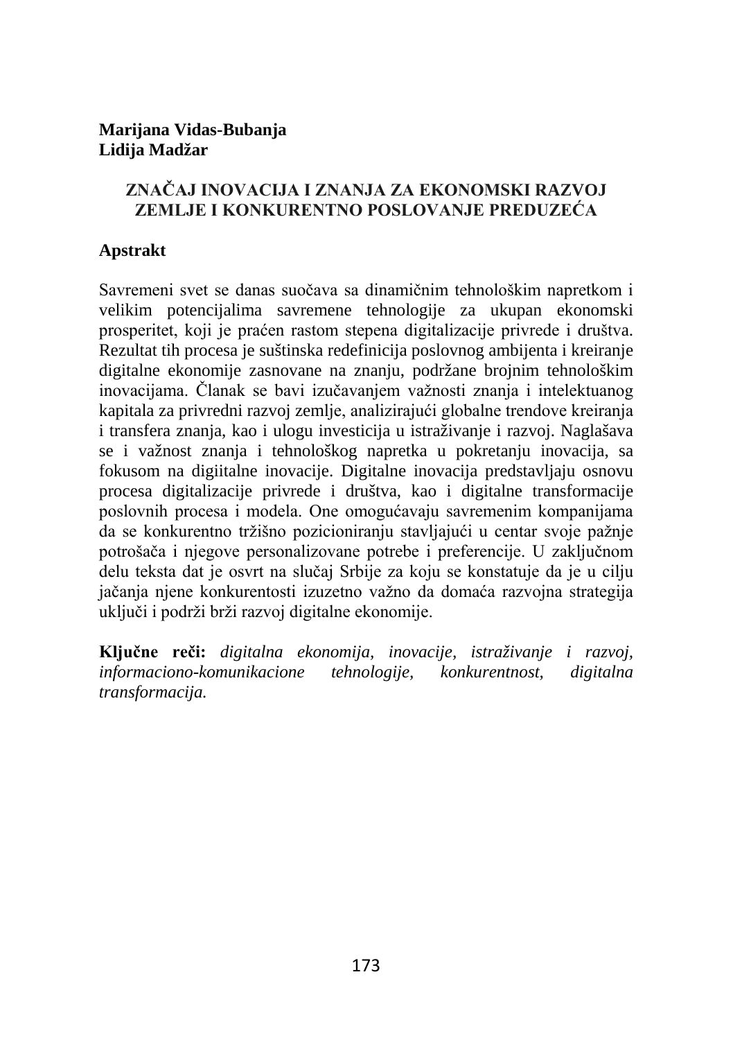**Marijana Vidas-Bubanja**
**Lidija Madžar**

## ZNAČAJ INOVACIJA I ZNANJA ZA EKONOMSKI RAZVOJ ZEMLJE I KONKURENTNO POSLOVANJE PREDUZEĆA

### Apstrakt

Savremeni svet se danas suočava sa dinamičnim tehnološkim napretkom i velikim potencijalima savremene tehnologije za ukupan ekonomski prosperitet, koji je praćen rastom stepena digitalizacije privrede i društva. Rezultat tih procesa je suštinska redefinicija poslovnog ambijenta i kreiranje digitalne ekonomije zasnovane na znanju, podržane brojnim tehnološkim inovacijama. Članak se bavi izučavanjem važnosti znanja i intelektuanog kapitala za privredni razvoj zemlje, analizirajući globalne trendove kreiranja i transfera znanja, kao i ulogu investicija u istraživanje i razvoj. Naglašava se i važnost znanja i tehnološkog napretka u pokretanju inovacija, sa fokusom na digiitalne inovacije. Digitalne inovacija predstavljaju osnovu procesa digitalizacije privrede i društva, kao i digitalne transformacije poslovnih procesa i modela. One omogućavaju savremenim kompanijama da se konkurentno tržišno pozicioniranju stavljajući u centar svoje pažnje potrošača i njegove personalizovane potrebe i preferencije. U zaključnom delu teksta dat je osvrt na slučaj Srbije za koju se konstatuje da je u cilju jačanja njene konkurentosti izuzetno važno da domaća razvojna strategija uključi i podrži brži razvoj digitalne ekonomije.

**Ključne reči:** *digitalna ekonomija, inovacije, istraživanje i razvoj, informaciono-komunikacione tehnologije, konkurentnost, digitalna transformacija.*